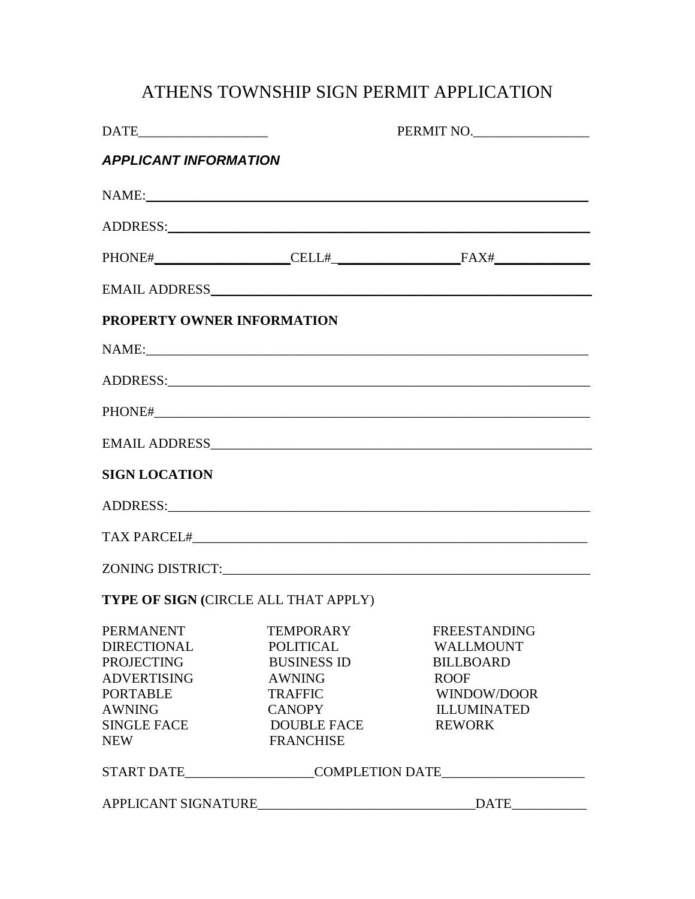# ATHENS TOWNSHIP SIGN PERMIT APPLICATION

DATE___________________ PERMIT NO._________________

***APPLICANT INFORMATION***

NAME:___________________________________________________________________

ADDRESS:_________________________________________________________________

PHONE#____________________CELL#__________________FAX#______________

EMAIL ADDRESS_____________________________________________________________

**PROPERTY OWNER INFORMATION**

NAME:___________________________________________________________________

ADDRESS:_________________________________________________________________

PHONE#___________________________________________________________________

EMAIL ADDRESS_____________________________________________________________

**SIGN LOCATION**

ADDRESS:_________________________________________________________________

TAX PARCEL#_______________________________________________________________

ZONING DISTRICT:__________________________________________________________

**TYPE OF SIGN (**CIRCLE ALL THAT APPLY)

| | | |
|---|---|---|
| PERMANENT | TEMPORARY | FREESTANDING |
| DIRECTIONAL | POLITICAL | WALLMOUNT |
| PROJECTING | BUSINESS ID | BILLBOARD |
| ADVERTISING | AWNING | ROOF |
| PORTABLE | TRAFFIC | WINDOW/DOOR |
| AWNING | CANOPY | ILLUMINATED |
| SINGLE FACE | DOUBLE FACE | REWORK |
| NEW | FRANCHISE | |

START DATE___________________COMPLETION DATE_____________________

APPLICANT SIGNATURE________________________________DATE___________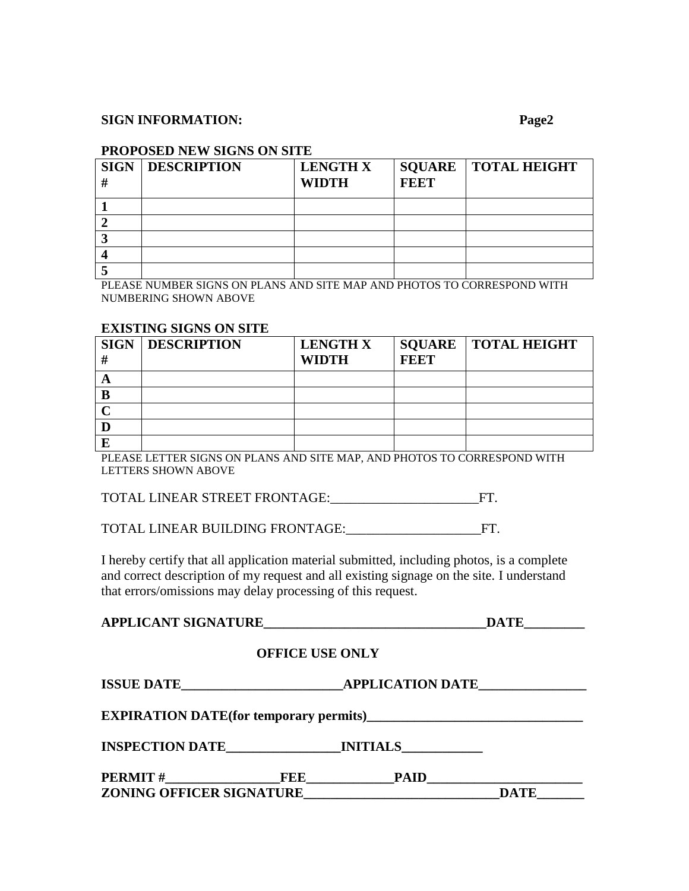**SIGN INFORMATION:** **Page2**

**PROPOSED NEW SIGNS ON SITE**

| SIGN # | DESCRIPTION | LENGTH X WIDTH | SQUARE FEET | TOTAL HEIGHT |
|---|---|---|---|---|
| 1 | | | | |
| 2 | | | | |
| 3 | | | | |
| 4 | | | | |
| 5 | | | | |

PLEASE NUMBER SIGNS ON PLANS AND SITE MAP AND PHOTOS TO CORRESPOND WITH NUMBERING SHOWN ABOVE

**EXISTING SIGNS ON SITE**

| SIGN # | DESCRIPTION | LENGTH X WIDTH | SQUARE FEET | TOTAL HEIGHT |
|---|---|---|---|---|
| A | | | | |
| B | | | | |
| C | | | | |
| D | | | | |
| E | | | | |

PLEASE LETTER SIGNS ON PLANS AND SITE MAP, AND PHOTOS TO CORRESPOND WITH LETTERS SHOWN ABOVE

TOTAL LINEAR STREET FRONTAGE:______________________FT.

TOTAL LINEAR BUILDING FRONTAGE:____________________FT.

I hereby certify that all application material submitted, including photos, is a complete and correct description of my request and all existing signage on the site. I understand that errors/omissions may delay processing of this request.

**APPLICANT SIGNATURE_________________________________DATE_________**

**OFFICE USE ONLY**

**ISSUE DATE________________________APPLICATION DATE________________**

**EXPIRATION DATE(for temporary permits)________________________________**

**INSPECTION DATE________________INITIALS___________**

**PERMIT #_________________FEE_____________PAID_______________________**

**ZONING OFFICER SIGNATURE_____________________________DATE_______**